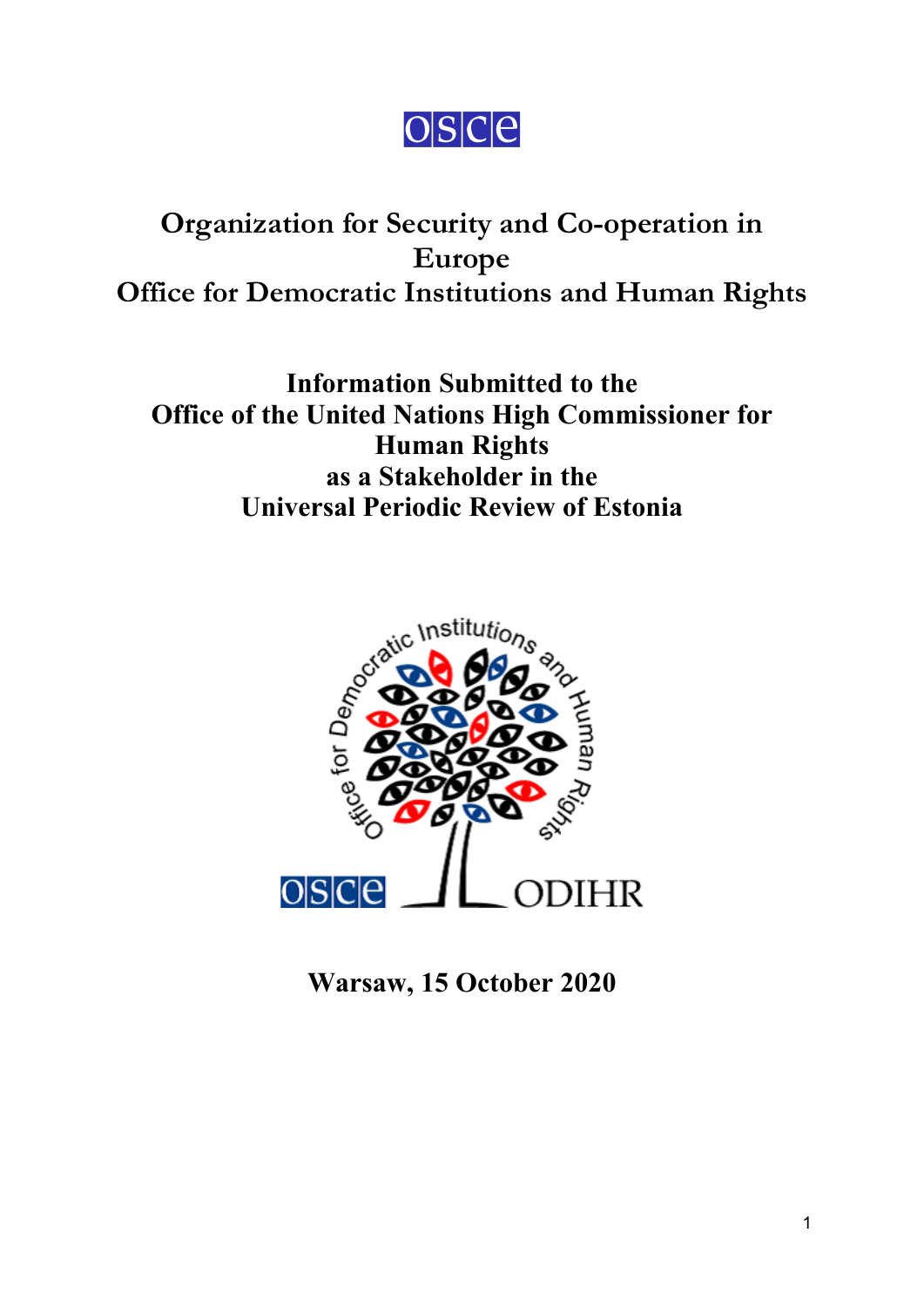# Organization for Security and Co-operation in Europe
# Office for Democratic Institutions and Human Rights

## Information Submitted to the Office of the United Nations High Commissioner for Human Rights as a Stakeholder in the Universal Periodic Review of Estonia

**Warsaw, 15 October 2020**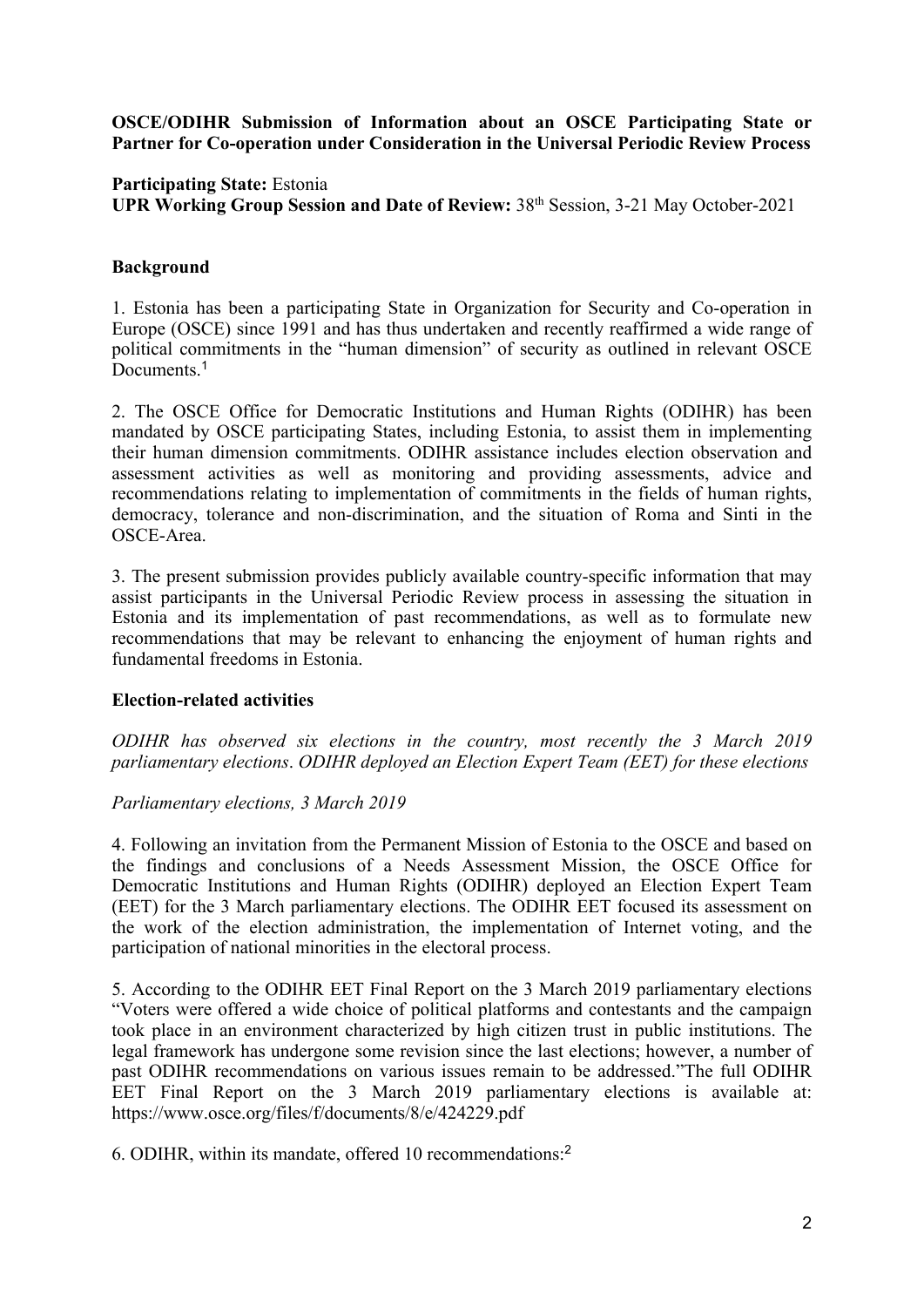**OSCE/ODIHR Submission of Information about an OSCE Participating State or Partner for Co-operation under Consideration in the Universal Periodic Review Process**

**Participating State:** Estonia
**UPR Working Group Session and Date of Review:** 38th Session, 3-21 May October-2021

**Background**

1. Estonia has been a participating State in Organization for Security and Co-operation in Europe (OSCE) since 1991 and has thus undertaken and recently reaffirmed a wide range of political commitments in the "human dimension" of security as outlined in relevant OSCE Documents.[1]

2. The OSCE Office for Democratic Institutions and Human Rights (ODIHR) has been mandated by OSCE participating States, including Estonia, to assist them in implementing their human dimension commitments. ODIHR assistance includes election observation and assessment activities as well as monitoring and providing assessments, advice and recommendations relating to implementation of commitments in the fields of human rights, democracy, tolerance and non-discrimination, and the situation of Roma and Sinti in the OSCE-Area.

3. The present submission provides publicly available country-specific information that may assist participants in the Universal Periodic Review process in assessing the situation in Estonia and its implementation of past recommendations, as well as to formulate new recommendations that may be relevant to enhancing the enjoyment of human rights and fundamental freedoms in Estonia.

**Election-related activities**

*ODIHR has observed six elections in the country, most recently the 3 March 2019 parliamentary elections*. *ODIHR deployed an Election Expert Team (EET) for these elections*

*Parliamentary elections, 3 March 2019*

4. Following an invitation from the Permanent Mission of Estonia to the OSCE and based on the findings and conclusions of a Needs Assessment Mission, the OSCE Office for Democratic Institutions and Human Rights (ODIHR) deployed an Election Expert Team (EET) for the 3 March parliamentary elections. The ODIHR EET focused its assessment on the work of the election administration, the implementation of Internet voting, and the participation of national minorities in the electoral process.

5. According to the ODIHR EET Final Report on the 3 March 2019 parliamentary elections "Voters were offered a wide choice of political platforms and contestants and the campaign took place in an environment characterized by high citizen trust in public institutions. The legal framework has undergone some revision since the last elections; however, a number of past ODIHR recommendations on various issues remain to be addressed."The full ODIHR EET Final Report on the 3 March 2019 parliamentary elections is available at: https://www.osce.org/files/f/documents/8/e/424229.pdf

6. ODIHR, within its mandate, offered 10 recommendations:[2]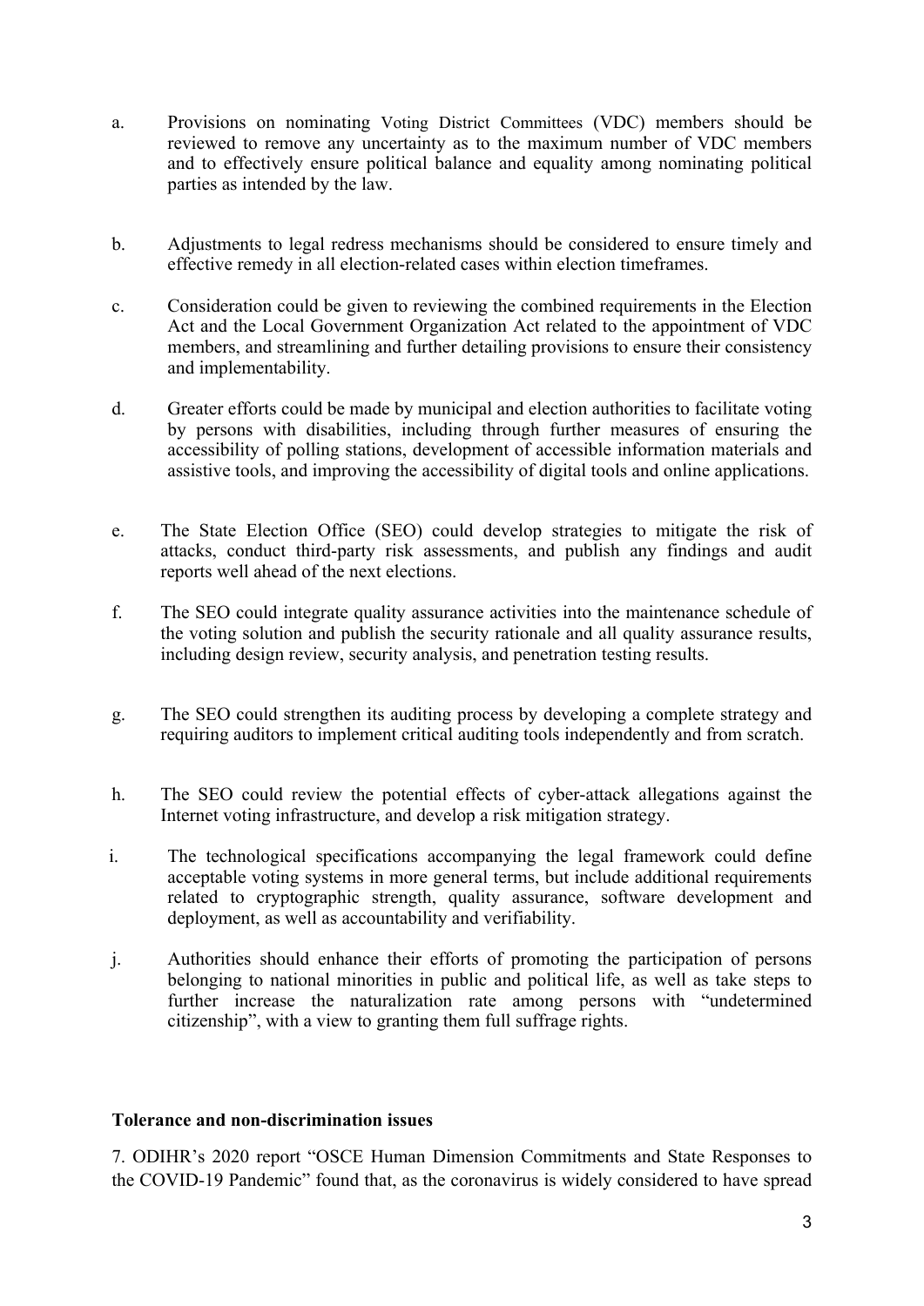a. Provisions on nominating Voting District Committees (VDC) members should be reviewed to remove any uncertainty as to the maximum number of VDC members and to effectively ensure political balance and equality among nominating political parties as intended by the law.

b. Adjustments to legal redress mechanisms should be considered to ensure timely and effective remedy in all election-related cases within election timeframes.

c. Consideration could be given to reviewing the combined requirements in the Election Act and the Local Government Organization Act related to the appointment of VDC members, and streamlining and further detailing provisions to ensure their consistency and implementability.

d. Greater efforts could be made by municipal and election authorities to facilitate voting by persons with disabilities, including through further measures of ensuring the accessibility of polling stations, development of accessible information materials and assistive tools, and improving the accessibility of digital tools and online applications.

e. The State Election Office (SEO) could develop strategies to mitigate the risk of attacks, conduct third-party risk assessments, and publish any findings and audit reports well ahead of the next elections.

f. The SEO could integrate quality assurance activities into the maintenance schedule of the voting solution and publish the security rationale and all quality assurance results, including design review, security analysis, and penetration testing results.

g. The SEO could strengthen its auditing process by developing a complete strategy and requiring auditors to implement critical auditing tools independently and from scratch.

h. The SEO could review the potential effects of cyber-attack allegations against the Internet voting infrastructure, and develop a risk mitigation strategy.

i. The technological specifications accompanying the legal framework could define acceptable voting systems in more general terms, but include additional requirements related to cryptographic strength, quality assurance, software development and deployment, as well as accountability and verifiability.

j. Authorities should enhance their efforts of promoting the participation of persons belonging to national minorities in public and political life, as well as take steps to further increase the naturalization rate among persons with "undetermined citizenship", with a view to granting them full suffrage rights.

**Tolerance and non-discrimination issues**

7. ODIHR's 2020 report "OSCE Human Dimension Commitments and State Responses to the COVID-19 Pandemic" found that, as the coronavirus is widely considered to have spread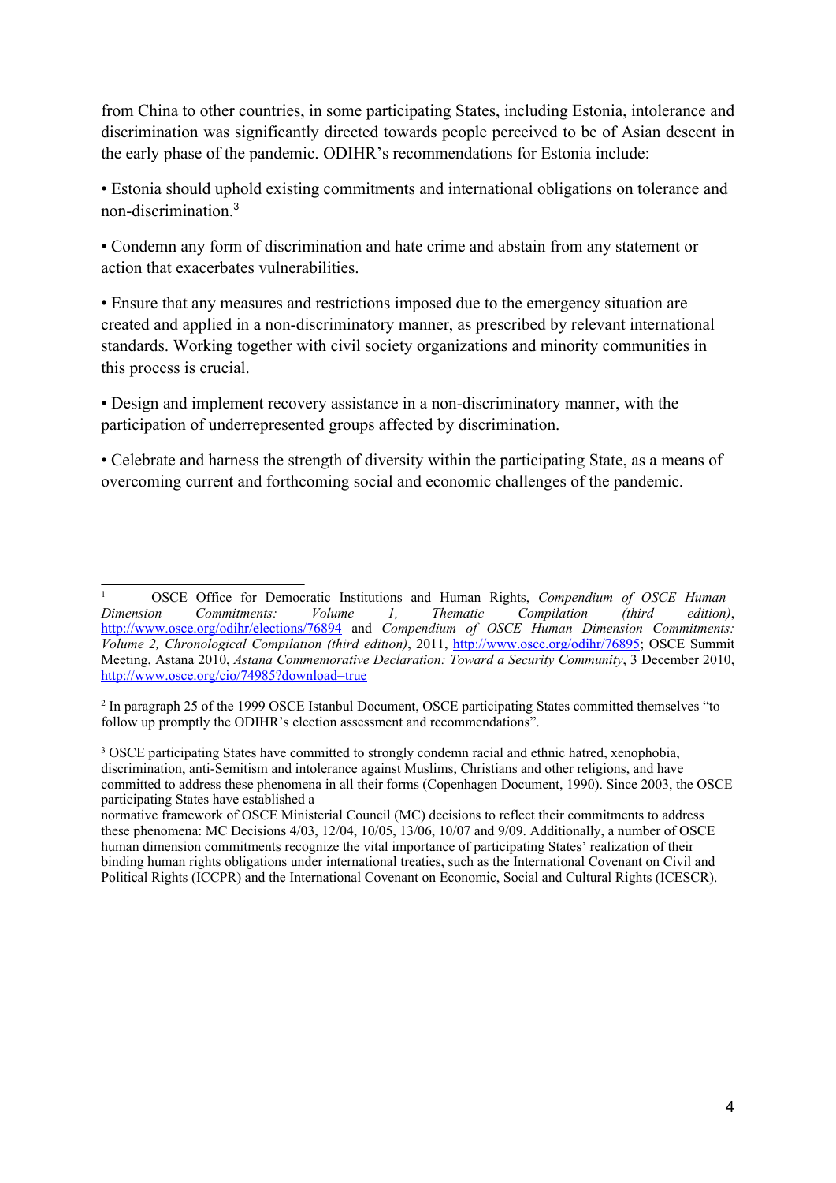from China to other countries, in some participating States, including Estonia, intolerance and discrimination was significantly directed towards people perceived to be of Asian descent in the early phase of the pandemic. ODIHR's recommendations for Estonia include:

- Estonia should uphold existing commitments and international obligations on tolerance and non-discrimination.[3]
- Condemn any form of discrimination and hate crime and abstain from any statement or action that exacerbates vulnerabilities.
- Ensure that any measures and restrictions imposed due to the emergency situation are created and applied in a non-discriminatory manner, as prescribed by relevant international standards. Working together with civil society organizations and minority communities in this process is crucial.
- Design and implement recovery assistance in a non-discriminatory manner, with the participation of underrepresented groups affected by discrimination.
- Celebrate and harness the strength of diversity within the participating State, as a means of overcoming current and forthcoming social and economic challenges of the pandemic.

---

[1] OSCE Office for Democratic Institutions and Human Rights, *Compendium of OSCE Human Dimension Commitments: Volume 1, Thematic Compilation (third edition)*, http://www.osce.org/odihr/elections/76894 and *Compendium of OSCE Human Dimension Commitments: Volume 2, Chronological Compilation (third edition)*, 2011, http://www.osce.org/odihr/76895; OSCE Summit Meeting, Astana 2010, *Astana Commemorative Declaration: Toward a Security Community*, 3 December 2010, http://www.osce.org/cio/74985?download=true

[2] In paragraph 25 of the 1999 OSCE Istanbul Document, OSCE participating States committed themselves "to follow up promptly the ODIHR's election assessment and recommendations".

[3] OSCE participating States have committed to strongly condemn racial and ethnic hatred, xenophobia, discrimination, anti-Semitism and intolerance against Muslims, Christians and other religions, and have committed to address these phenomena in all their forms (Copenhagen Document, 1990). Since 2003, the OSCE participating States have established a normative framework of OSCE Ministerial Council (MC) decisions to reflect their commitments to address these phenomena: MC Decisions 4/03, 12/04, 10/05, 13/06, 10/07 and 9/09. Additionally, a number of OSCE human dimension commitments recognize the vital importance of participating States' realization of their binding human rights obligations under international treaties, such as the International Covenant on Civil and Political Rights (ICCPR) and the International Covenant on Economic, Social and Cultural Rights (ICESCR).